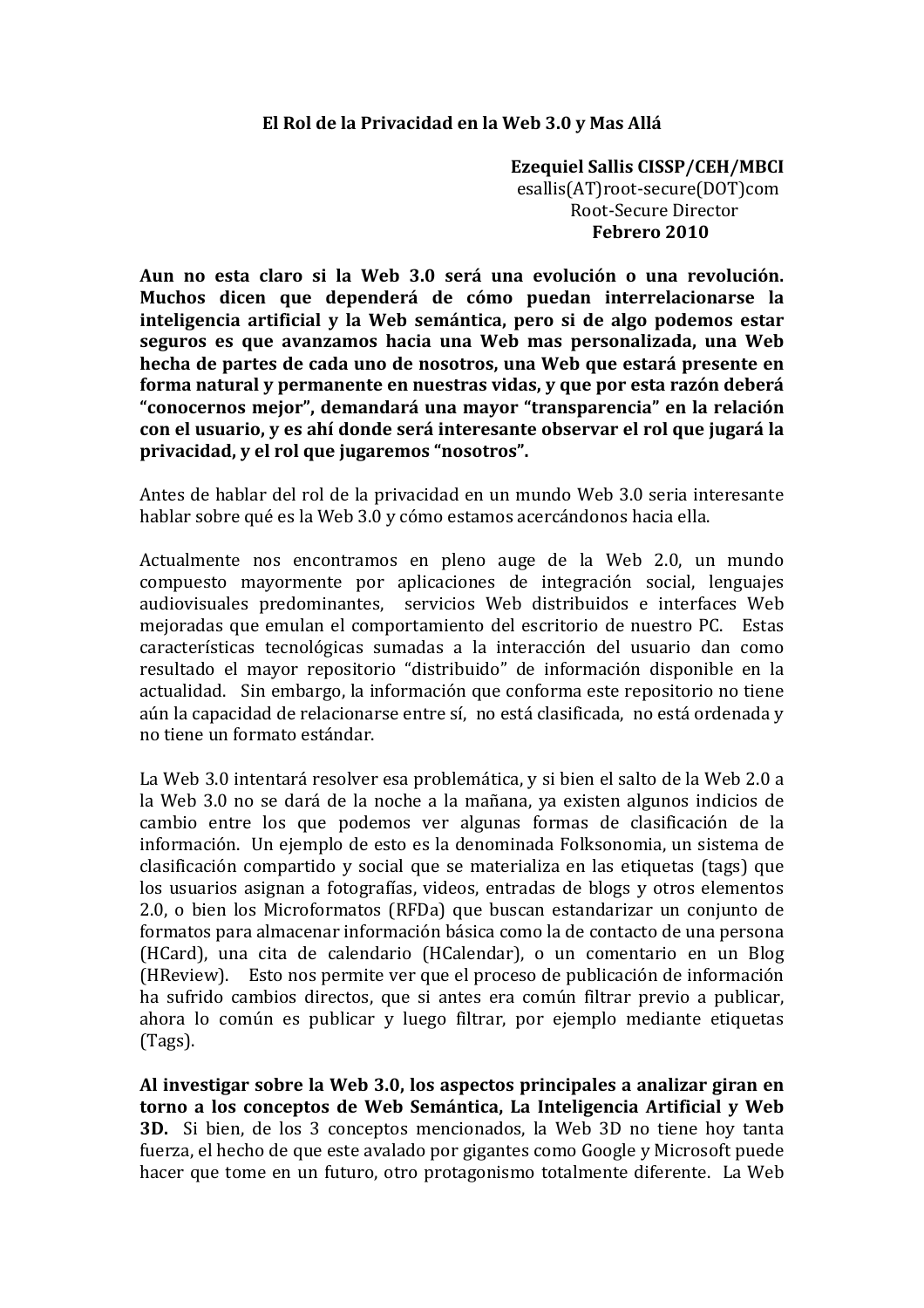# El Rol de la Privacidad en la Web 3.0 y Mas Allá

**Ezequiel Sallis CISSP/CEH/MBCI**
esallis(AT)root-secure(DOT)com
Root-Secure Director
**Febrero 2010**

**Aun no esta claro si la Web 3.0 será una evolución o una revolución. Muchos dicen que dependerá de cómo puedan interrelacionarse la inteligencia artificial y la Web semántica, pero si de algo podemos estar seguros es que avanzamos hacia una Web mas personalizada, una Web hecha de partes de cada uno de nosotros, una Web que estará presente en forma natural y permanente en nuestras vidas, y que por esta razón deberá "conocernos mejor", demandará una mayor "transparencia" en la relación con el usuario, y es ahí donde será interesante observar el rol que jugará la privacidad, y el rol que jugaremos "nosotros".**

Antes de hablar del rol de la privacidad en un mundo Web 3.0 seria interesante hablar sobre qué es la Web 3.0 y cómo estamos acercándonos hacia ella.

Actualmente nos encontramos en pleno auge de la Web 2.0, un mundo compuesto mayormente por aplicaciones de integración social, lenguajes audiovisuales predominantes, servicios Web distribuidos e interfaces Web mejoradas que emulan el comportamiento del escritorio de nuestro PC. Estas características tecnológicas sumadas a la interacción del usuario dan como resultado el mayor repositorio "distribuido" de información disponible en la actualidad. Sin embargo, la información que conforma este repositorio no tiene aún la capacidad de relacionarse entre sí, no está clasificada, no está ordenada y no tiene un formato estándar.

La Web 3.0 intentará resolver esa problemática, y si bien el salto de la Web 2.0 a la Web 3.0 no se dará de la noche a la mañana, ya existen algunos indicios de cambio entre los que podemos ver algunas formas de clasificación de la información. Un ejemplo de esto es la denominada Folksonomia, un sistema de clasificación compartido y social que se materializa en las etiquetas (tags) que los usuarios asignan a fotografías, videos, entradas de blogs y otros elementos 2.0, o bien los Microformatos (RFDa) que buscan estandarizar un conjunto de formatos para almacenar información básica como la de contacto de una persona (HCard), una cita de calendario (HCalendar), o un comentario en un Blog (HReview). Esto nos permite ver que el proceso de publicación de información ha sufrido cambios directos, que si antes era común filtrar previo a publicar, ahora lo común es publicar y luego filtrar, por ejemplo mediante etiquetas (Tags).

**Al investigar sobre la Web 3.0, los aspectos principales a analizar giran en torno a los conceptos de Web Semántica, La Inteligencia Artificial y Web 3D.** Si bien, de los 3 conceptos mencionados, la Web 3D no tiene hoy tanta fuerza, el hecho de que este avalado por gigantes como Google y Microsoft puede hacer que tome en un futuro, otro protagonismo totalmente diferente. La Web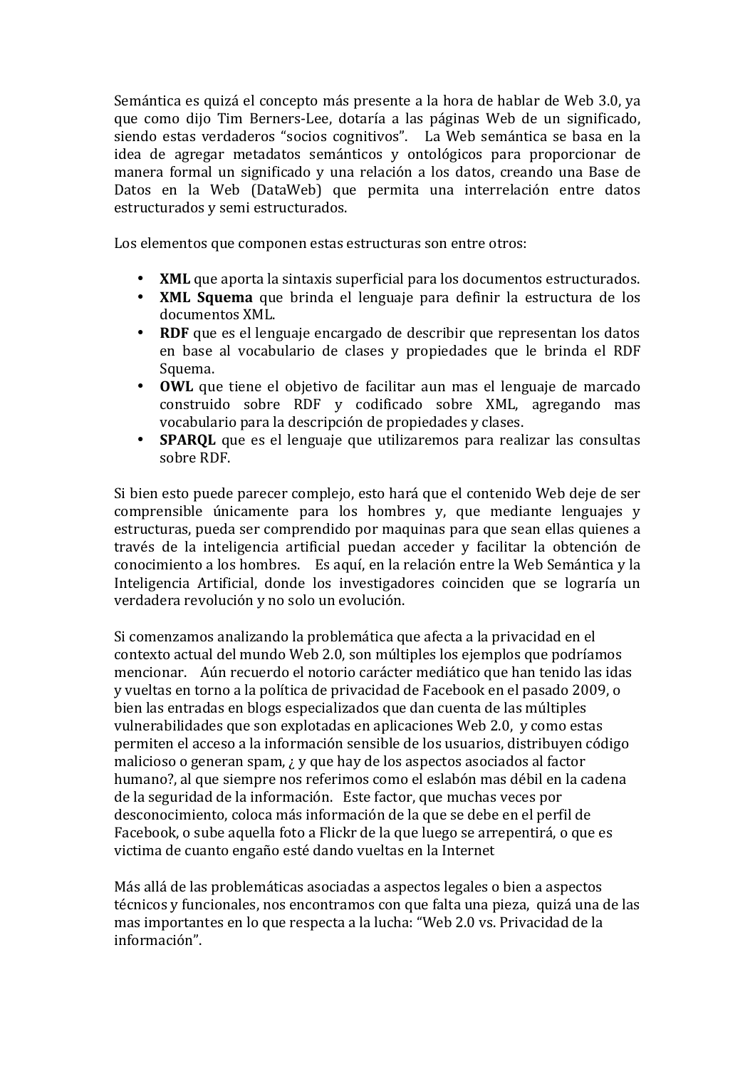Semántica es quizá el concepto más presente a la hora de hablar de Web 3.0, ya que como dijo Tim Berners-Lee, dotaría a las páginas Web de un significado, siendo estas verdaderos "socios cognitivos". La Web semántica se basa en la idea de agregar metadatos semánticos y ontológicos para proporcionar de manera formal un significado y una relación a los datos, creando una Base de Datos en la Web (DataWeb) que permita una interrelación entre datos estructurados y semi estructurados.

Los elementos que componen estas estructuras son entre otros:

- **XML** que aporta la sintaxis superficial para los documentos estructurados.
- **XML Squema** que brinda el lenguaje para definir la estructura de los documentos XML.
- **RDF** que es el lenguaje encargado de describir que representan los datos en base al vocabulario de clases y propiedades que le brinda el RDF Squema.
- **OWL** que tiene el objetivo de facilitar aun mas el lenguaje de marcado construido sobre RDF y codificado sobre XML, agregando mas vocabulario para la descripción de propiedades y clases.
- **SPARQL** que es el lenguaje que utilizaremos para realizar las consultas sobre RDF.

Si bien esto puede parecer complejo, esto hará que el contenido Web deje de ser comprensible únicamente para los hombres y, que mediante lenguajes y estructuras, pueda ser comprendido por maquinas para que sean ellas quienes a través de la inteligencia artificial puedan acceder y facilitar la obtención de conocimiento a los hombres. Es aquí, en la relación entre la Web Semántica y la Inteligencia Artificial, donde los investigadores coinciden que se lograría un verdadera revolución y no solo un evolución.

Si comenzamos analizando la problemática que afecta a la privacidad en el contexto actual del mundo Web 2.0, son múltiples los ejemplos que podríamos mencionar. Aún recuerdo el notorio carácter mediático que han tenido las idas y vueltas en torno a la política de privacidad de Facebook en el pasado 2009, o bien las entradas en blogs especializados que dan cuenta de las múltiples vulnerabilidades que son explotadas en aplicaciones Web 2.0, y como estas permiten el acceso a la información sensible de los usuarios, distribuyen código malicioso o generan spam, ¿ y que hay de los aspectos asociados al factor humano?, al que siempre nos referimos como el eslabón mas débil en la cadena de la seguridad de la información. Este factor, que muchas veces por desconocimiento, coloca más información de la que se debe en el perfil de Facebook, o sube aquella foto a Flickr de la que luego se arrepentirá, o que es victima de cuanto engaño esté dando vueltas en la Internet

Más allá de las problemáticas asociadas a aspectos legales o bien a aspectos técnicos y funcionales, nos encontramos con que falta una pieza, quizá una de las mas importantes en lo que respecta a la lucha: "Web 2.0 vs. Privacidad de la información".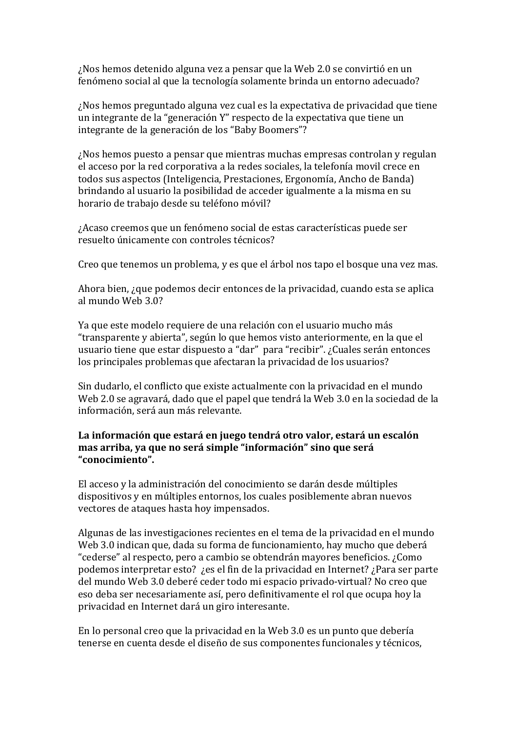¿Nos hemos detenido alguna vez a pensar que la Web 2.0 se convirtió en un fenómeno social al que la tecnología solamente brinda un entorno adecuado?

¿Nos hemos preguntado alguna vez cual es la expectativa de privacidad que tiene un integrante de la "generación Y" respecto de la expectativa que tiene un integrante de la generación de los "Baby Boomers"?

¿Nos hemos puesto a pensar que mientras muchas empresas controlan y regulan el acceso por la red corporativa a la redes sociales, la telefonía movil crece en todos sus aspectos (Inteligencia, Prestaciones, Ergonomía, Ancho de Banda) brindando al usuario la posibilidad de acceder igualmente a la misma en su horario de trabajo desde su teléfono móvil?

¿Acaso creemos que un fenómeno social de estas características puede ser resuelto únicamente con controles técnicos?

Creo que tenemos un problema, y es que el árbol nos tapo el bosque una vez mas.

Ahora bien, ¿que podemos decir entonces de la privacidad, cuando esta se aplica al mundo Web 3.0?

Ya que este modelo requiere de una relación con el usuario mucho más "transparente y abierta", según lo que hemos visto anteriormente, en la que el usuario tiene que estar dispuesto a "dar" para "recibir". ¿Cuales serán entonces los principales problemas que afectaran la privacidad de los usuarios?

Sin dudarlo, el conflicto que existe actualmente con la privacidad en el mundo Web 2.0 se agravará, dado que el papel que tendrá la Web 3.0 en la sociedad de la información, será aun más relevante.

**La información que estará en juego tendrá otro valor, estará un escalón mas arriba, ya que no será simple "información" sino que será "conocimiento".**

El acceso y la administración del conocimiento se darán desde múltiples dispositivos y en múltiples entornos, los cuales posiblemente abran nuevos vectores de ataques hasta hoy impensados.

Algunas de las investigaciones recientes en el tema de la privacidad en el mundo Web 3.0 indican que, dada su forma de funcionamiento, hay mucho que deberá "cederse" al respecto, pero a cambio se obtendrán mayores beneficios. ¿Como podemos interpretar esto? ¿es el fin de la privacidad en Internet? ¿Para ser parte del mundo Web 3.0 deberé ceder todo mi espacio privado-virtual? No creo que eso deba ser necesariamente así, pero definitivamente el rol que ocupa hoy la privacidad en Internet dará un giro interesante.

En lo personal creo que la privacidad en la Web 3.0 es un punto que debería tenerse en cuenta desde el diseño de sus componentes funcionales y técnicos,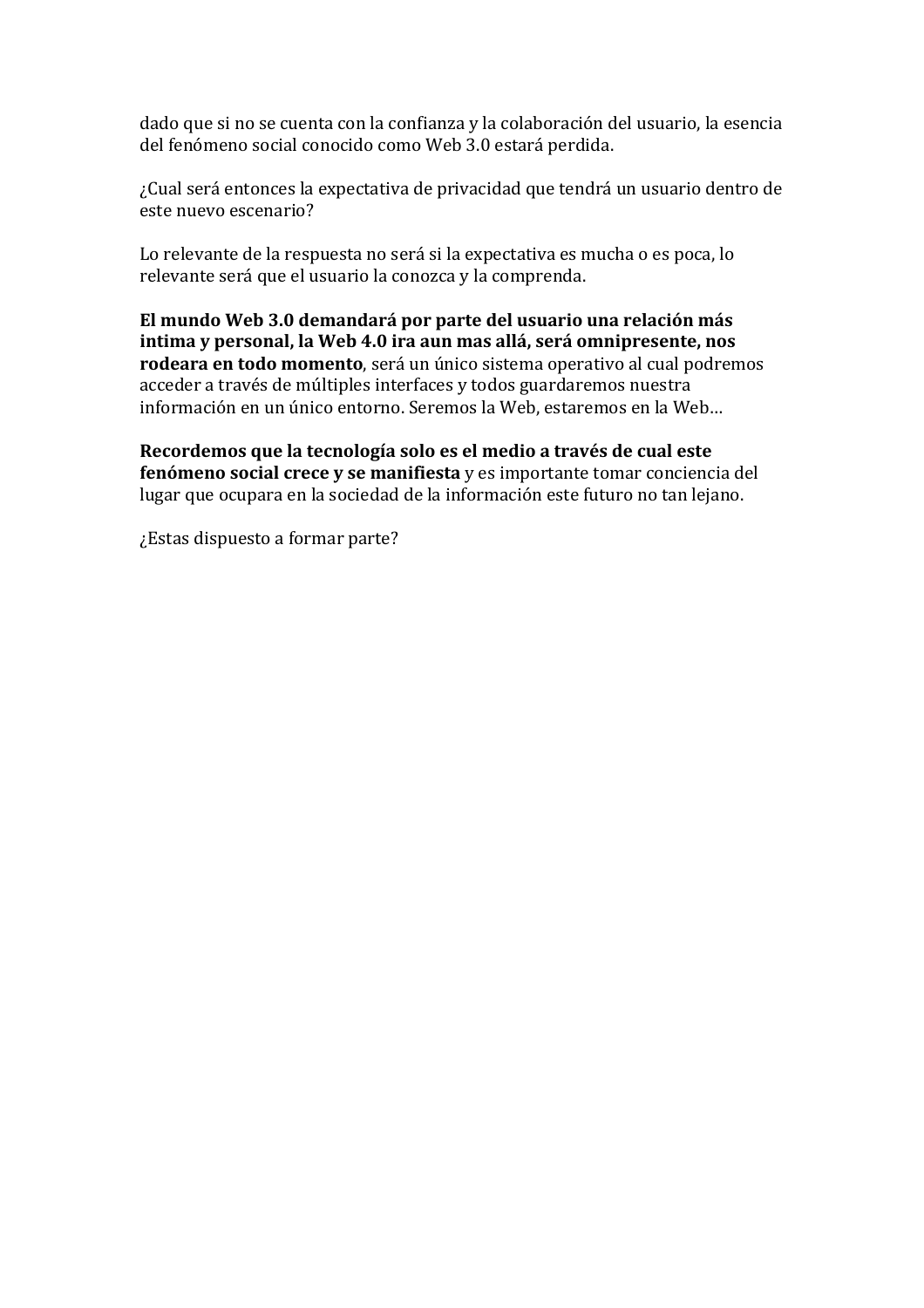dado que si no se cuenta con la confianza y la colaboración del usuario, la esencia del fenómeno social conocido como Web 3.0 estará perdida.

¿Cual será entonces la expectativa de privacidad que tendrá un usuario dentro de este nuevo escenario?

Lo relevante de la respuesta no será si la expectativa es mucha o es poca, lo relevante será que el usuario la conozca y la comprenda.

**El mundo Web 3.0 demandará por parte del usuario una relación más intima y personal, la Web 4.0 ira aun mas allá, será omnipresente, nos rodeara en todo momento**, será un único sistema operativo al cual podremos acceder a través de múltiples interfaces y todos guardaremos nuestra información en un único entorno. Seremos la Web, estaremos en la Web…

**Recordemos que la tecnología solo es el medio a través de cual este fenómeno social crece y se manifiesta** y es importante tomar conciencia del lugar que ocupara en la sociedad de la información este futuro no tan lejano.

¿Estas dispuesto a formar parte?